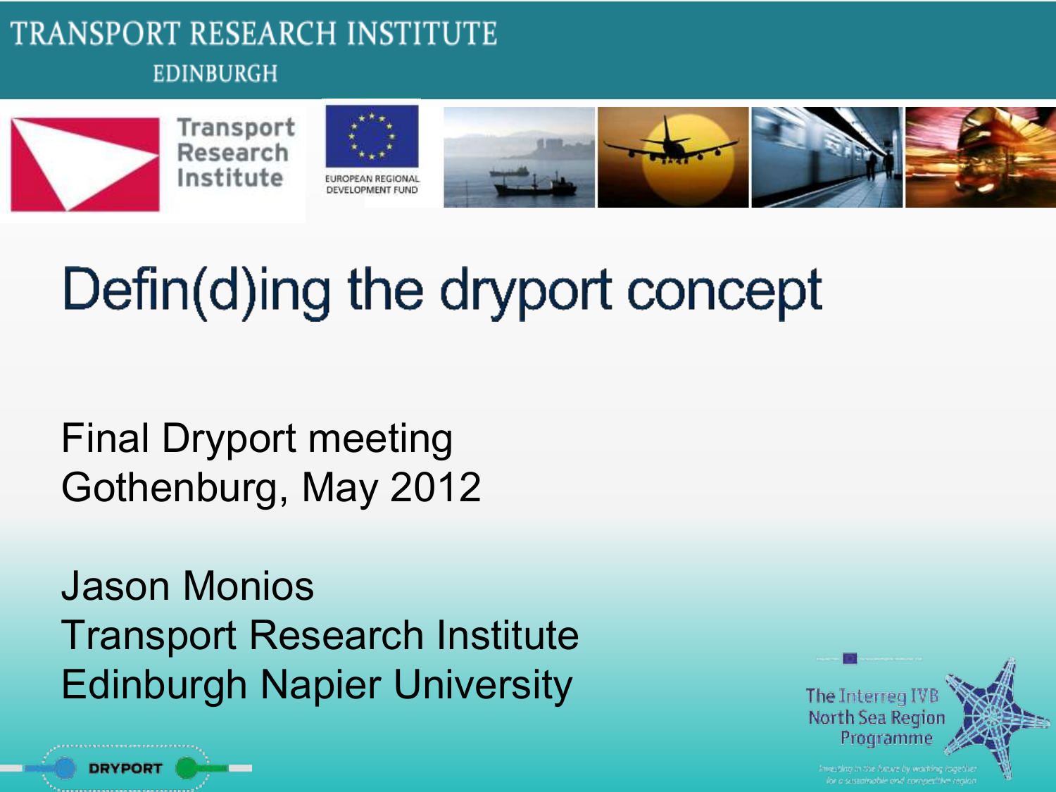TRANSPORT RESEARCH INSTITUTE
EDINBURGH

Transport Research Institute

EUROPEAN REGIONAL DEVELOPMENT FUND

# Defin(d)ing the dryport concept

Final Dryport meeting
Gothenburg, May 2012

Jason Monios
Transport Research Institute
Edinburgh Napier University

DRYPORT

The Interreg IVB North Sea Region Programme

Investing in the future by working together for a sustainable and competitive region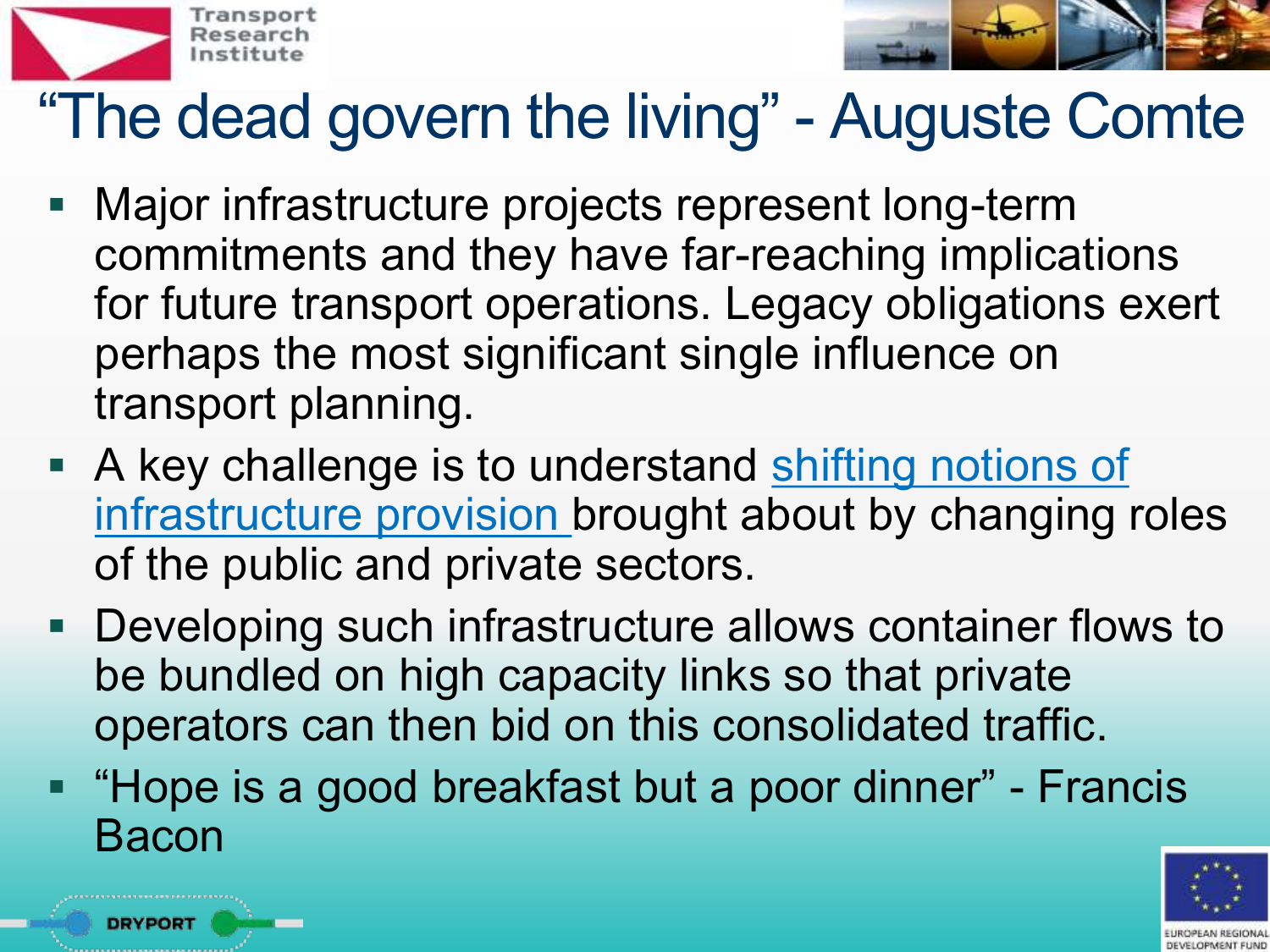# “The dead govern the living” - Auguste Comte

- Major infrastructure projects represent long-term commitments and they have far-reaching implications for future transport operations. Legacy obligations exert perhaps the most significant single influence on transport planning.
- A key challenge is to understand shifting notions of infrastructure provision brought about by changing roles of the public and private sectors.
- Developing such infrastructure allows container flows to be bundled on high capacity links so that private operators can then bid on this consolidated traffic.
- “Hope is a good breakfast but a poor dinner” - Francis Bacon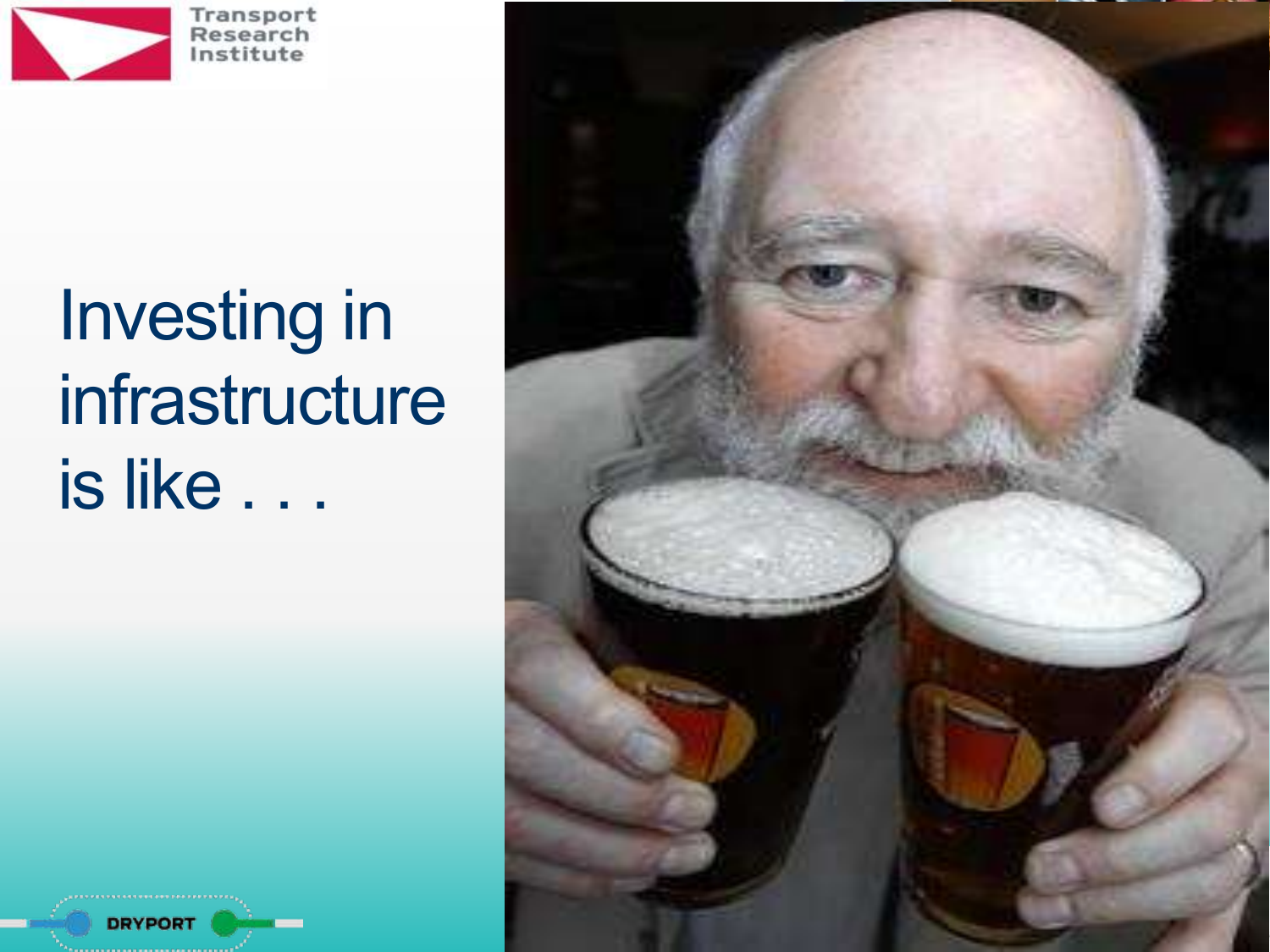# Investing in infrastructure is like . . .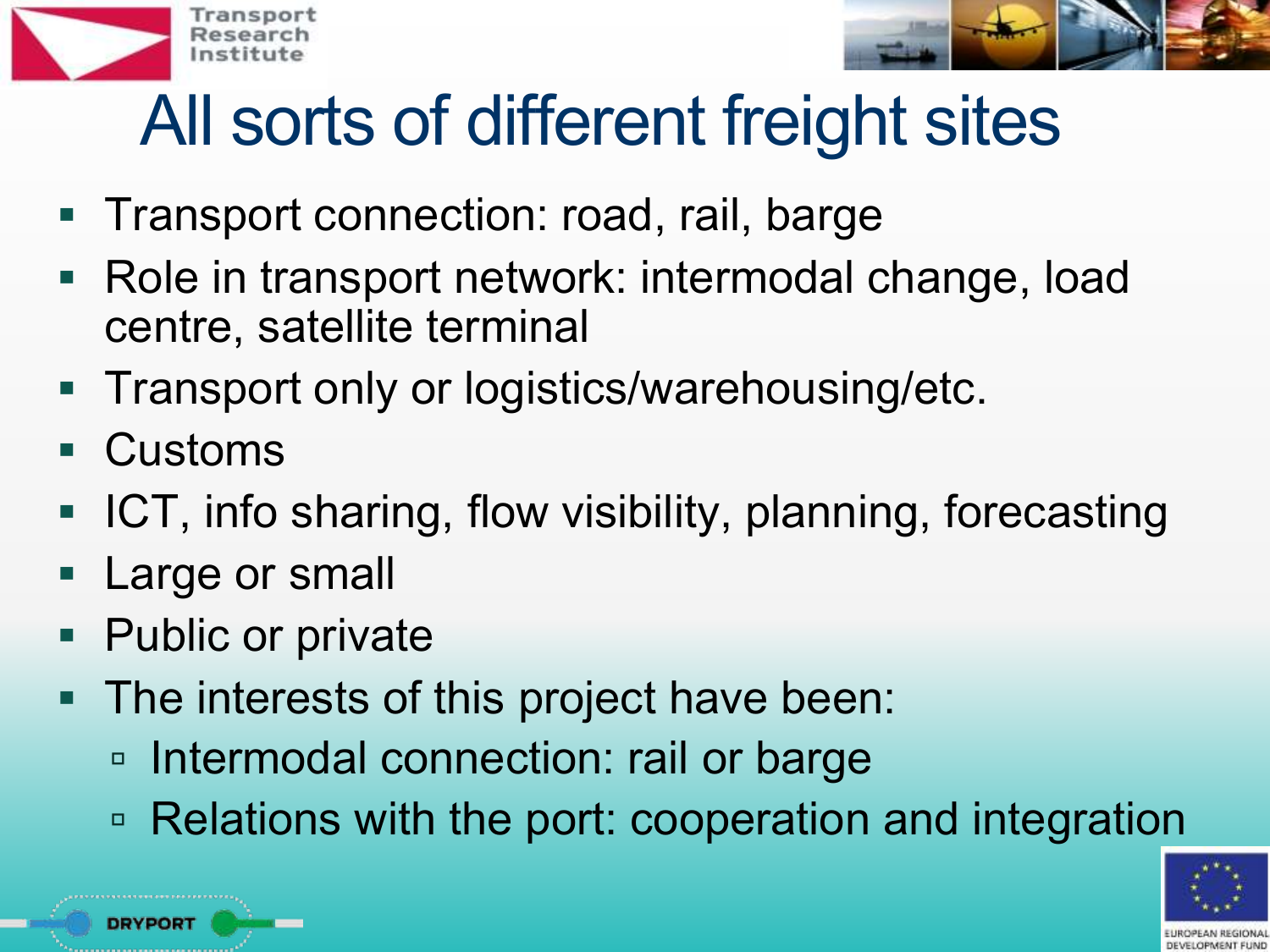# All sorts of different freight sites

- Transport connection: road, rail, barge
- Role in transport network: intermodal change, load centre, satellite terminal
- Transport only or logistics/warehousing/etc.
- Customs
- ICT, info sharing, flow visibility, planning, forecasting
- Large or small
- Public or private
- The interests of this project have been:
  - Intermodal connection: rail or barge
  - Relations with the port: cooperation and integration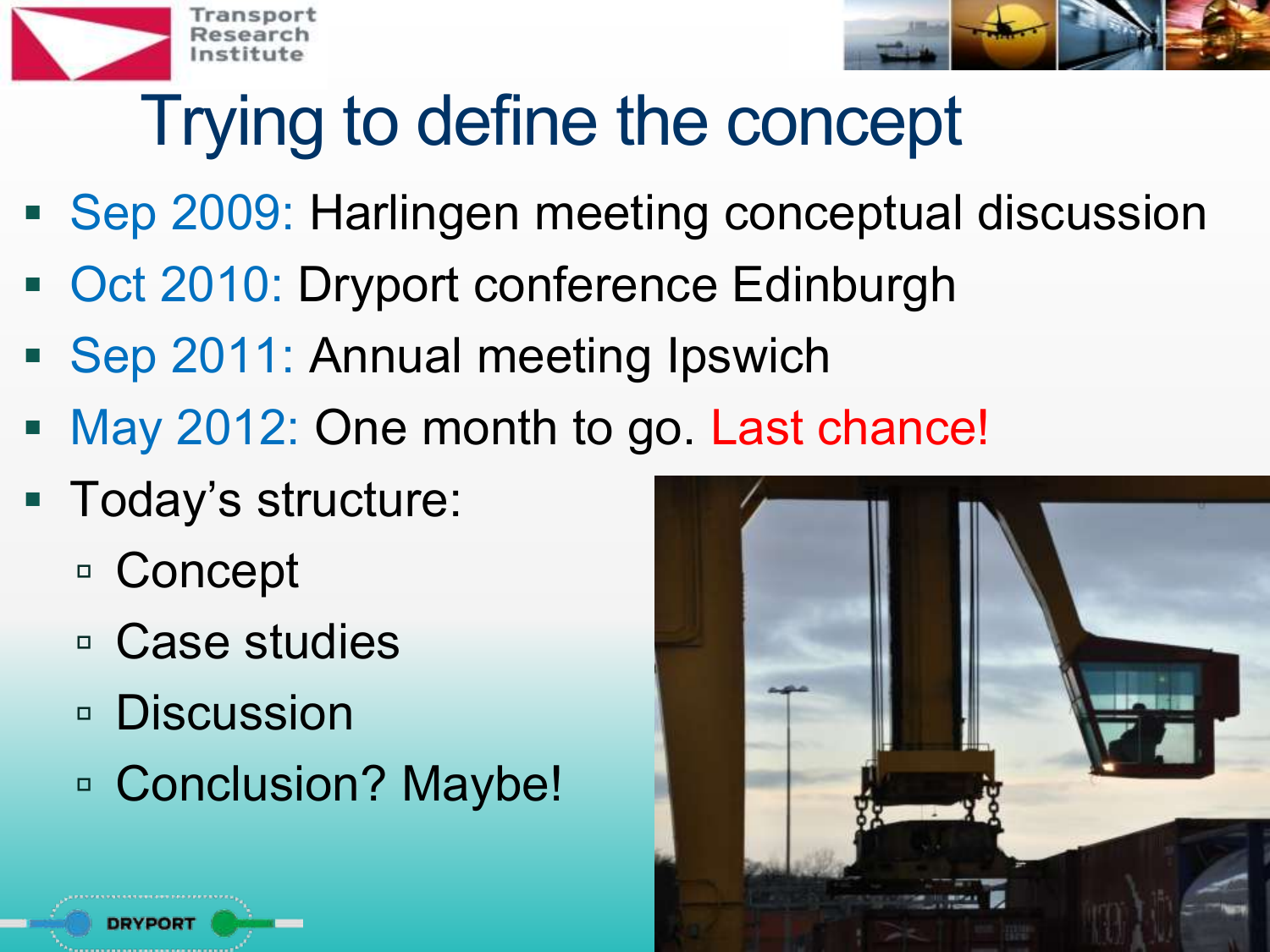# Trying to define the concept

- Sep 2009: Harlingen meeting conceptual discussion
- Oct 2010: Dryport conference Edinburgh
- Sep 2011: Annual meeting Ipswich
- May 2012: One month to go. Last chance!
- Today's structure:
  - Concept
  - Case studies
  - Discussion
  - Conclusion? Maybe!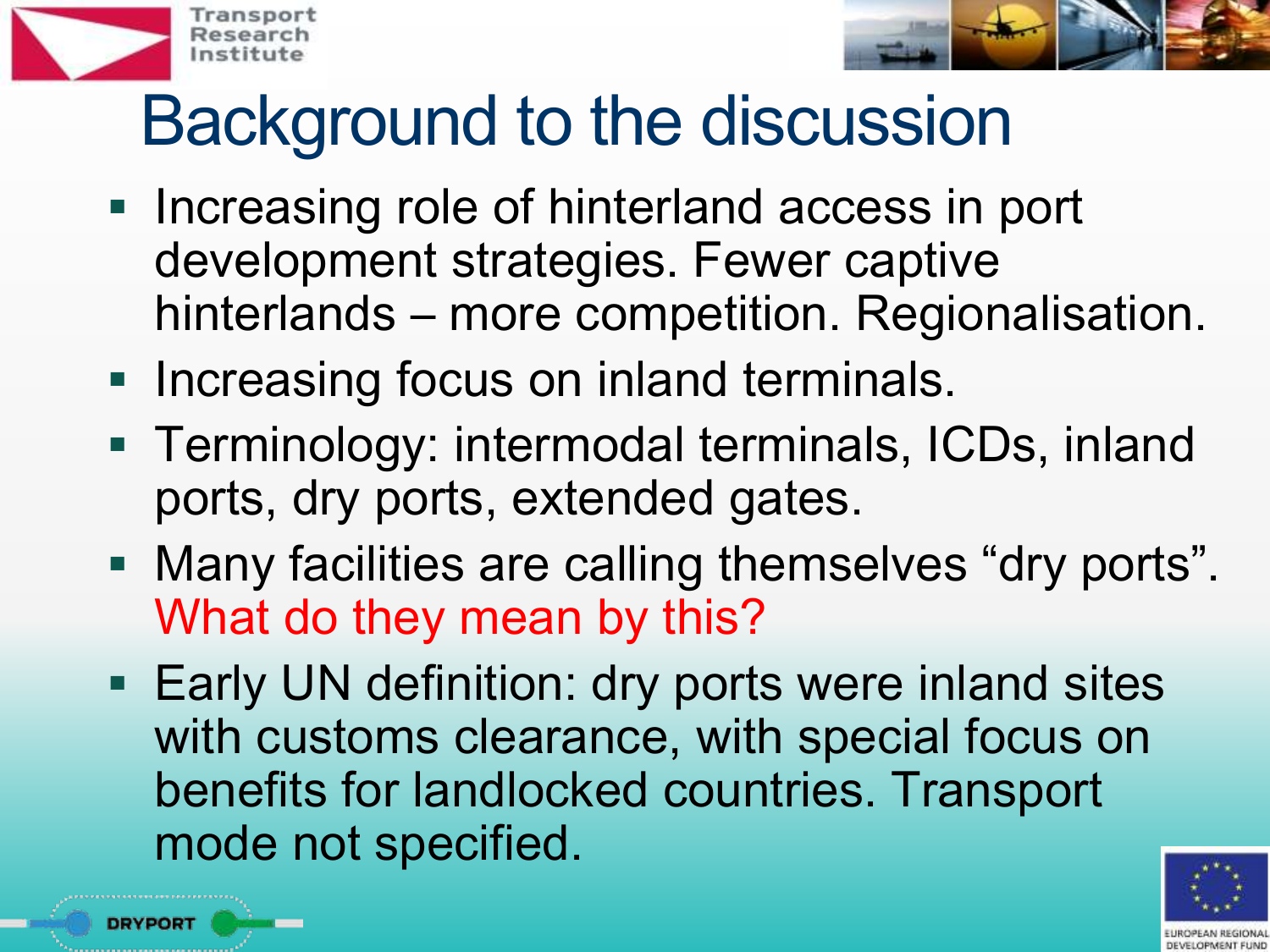# Background to the discussion

- Increasing role of hinterland access in port development strategies. Fewer captive hinterlands – more competition. Regionalisation.
- Increasing focus on inland terminals.
- Terminology: intermodal terminals, ICDs, inland ports, dry ports, extended gates.
- Many facilities are calling themselves "dry ports". What do they mean by this?
- Early UN definition: dry ports were inland sites with customs clearance, with special focus on benefits for landlocked countries. Transport mode not specified.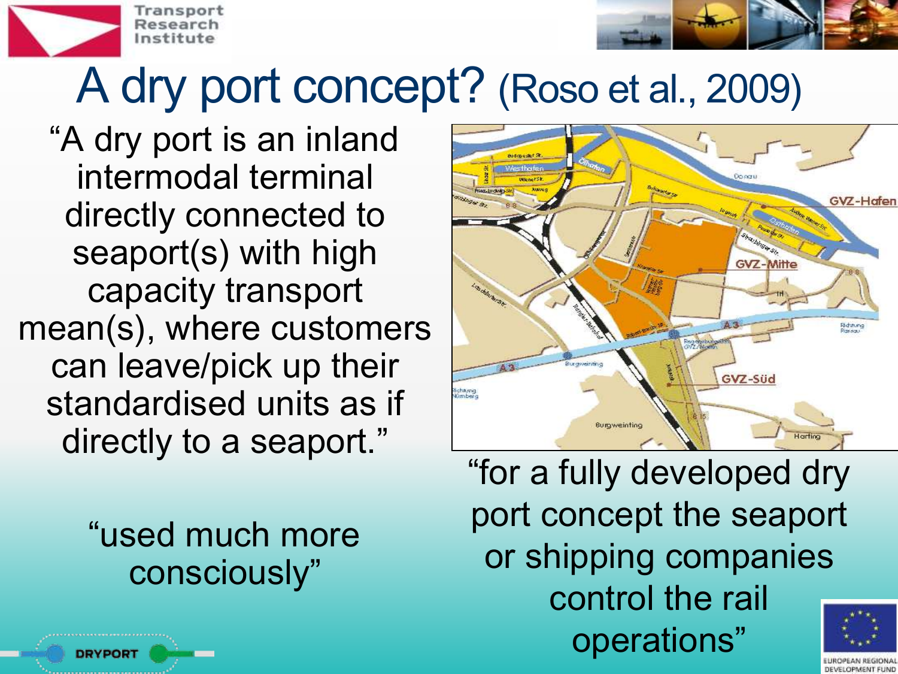# A dry port concept? (Roso et al., 2009)

"A dry port is an inland intermodal terminal directly connected to seaport(s) with high capacity transport mean(s), where customers can leave/pick up their standardised units as if directly to a seaport."

"used much more consciously"

"for a fully developed dry port concept the seaport or shipping companies control the rail operations"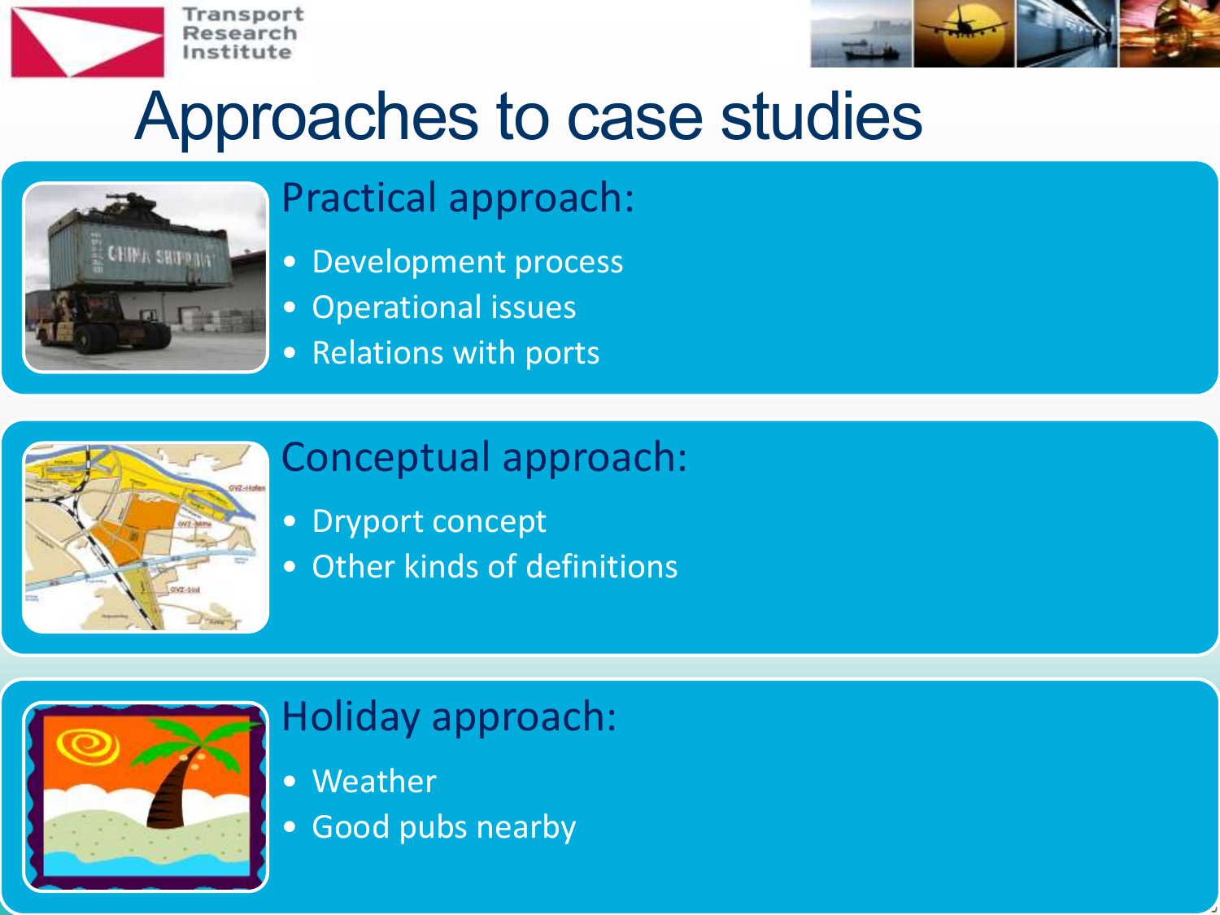# Approaches to case studies

## Practical approach:

- Development process
- Operational issues
- Relations with ports

## Conceptual approach:

- Dryport concept
- Other kinds of definitions

## Holiday approach:

- Weather
- Good pubs nearby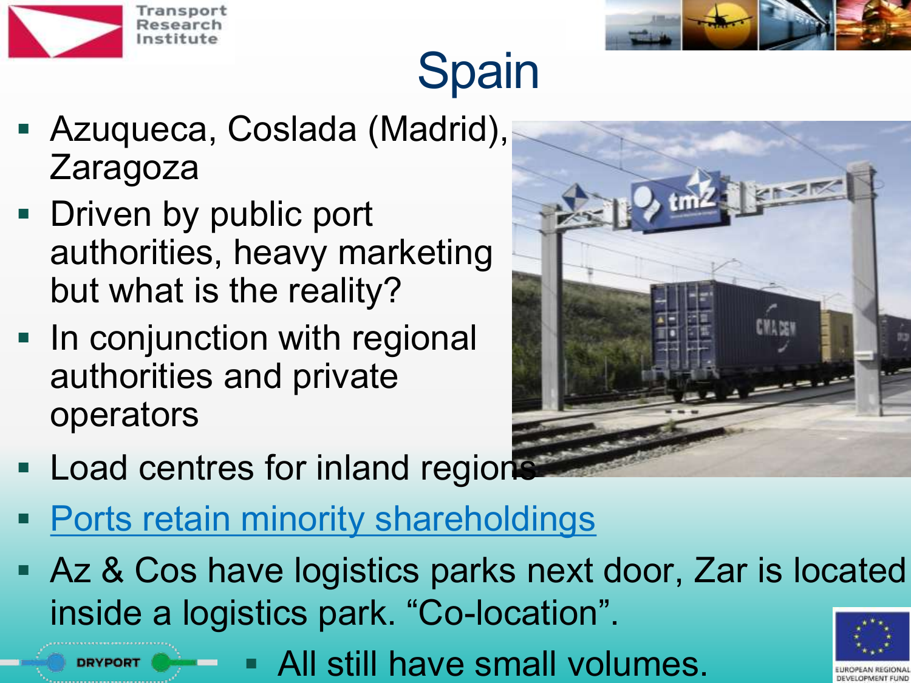# Spain

- Azuqueca, Coslada (Madrid), Zaragoza
- Driven by public port authorities, heavy marketing but what is the reality?
- In conjunction with regional authorities and private operators
- Load centres for inland regions
- Ports retain minority shareholdings
- Az & Cos have logistics parks next door, Zar is located inside a logistics park. "Co-location".
  - All still have small volumes.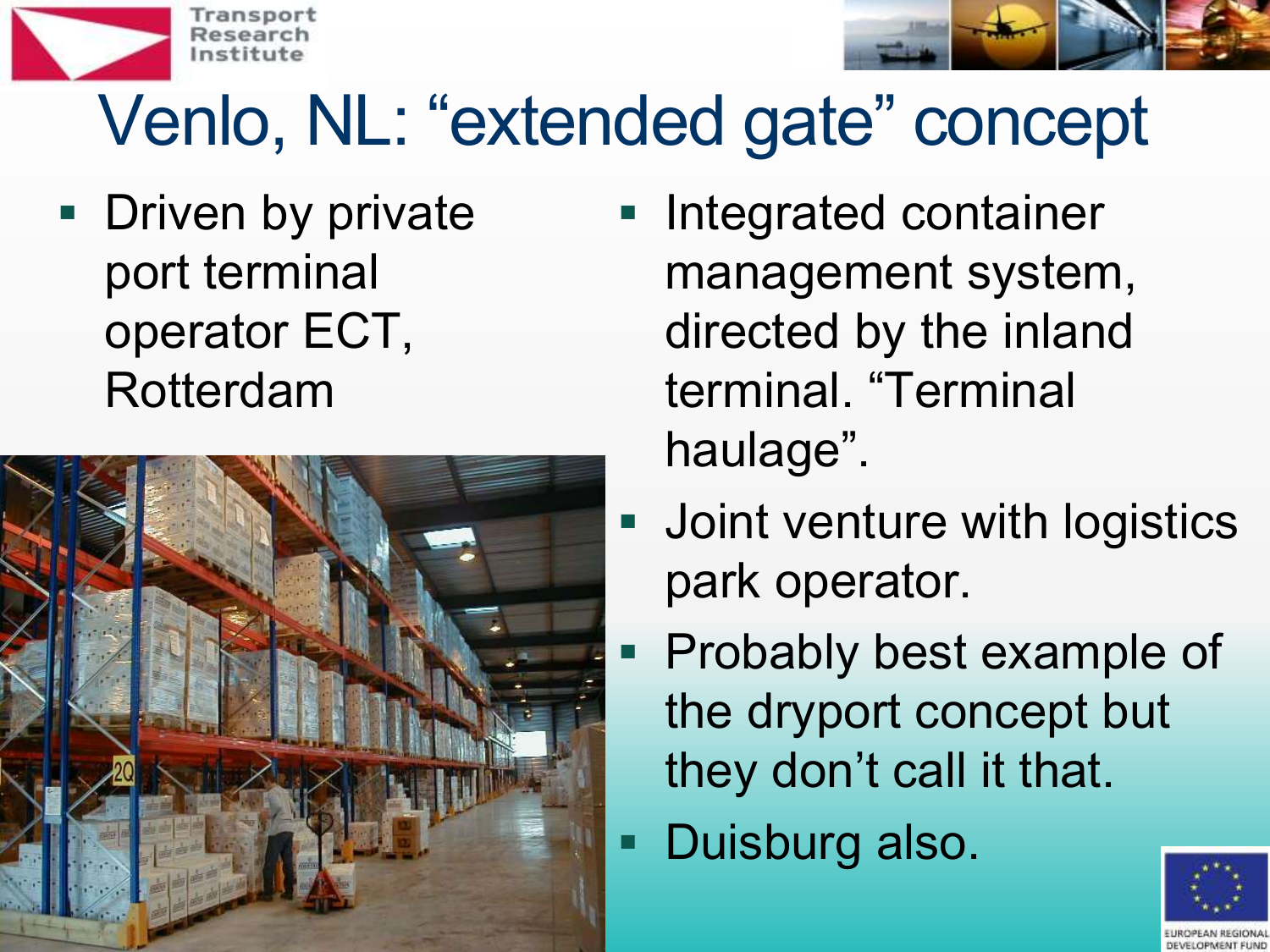# Venlo, NL: “extended gate” concept

- Driven by private port terminal operator ECT, Rotterdam
- Integrated container management system, directed by the inland terminal. “Terminal haulage”.
- Joint venture with logistics park operator.
- Probably best example of the dryport concept but they don’t call it that.
- Duisburg also.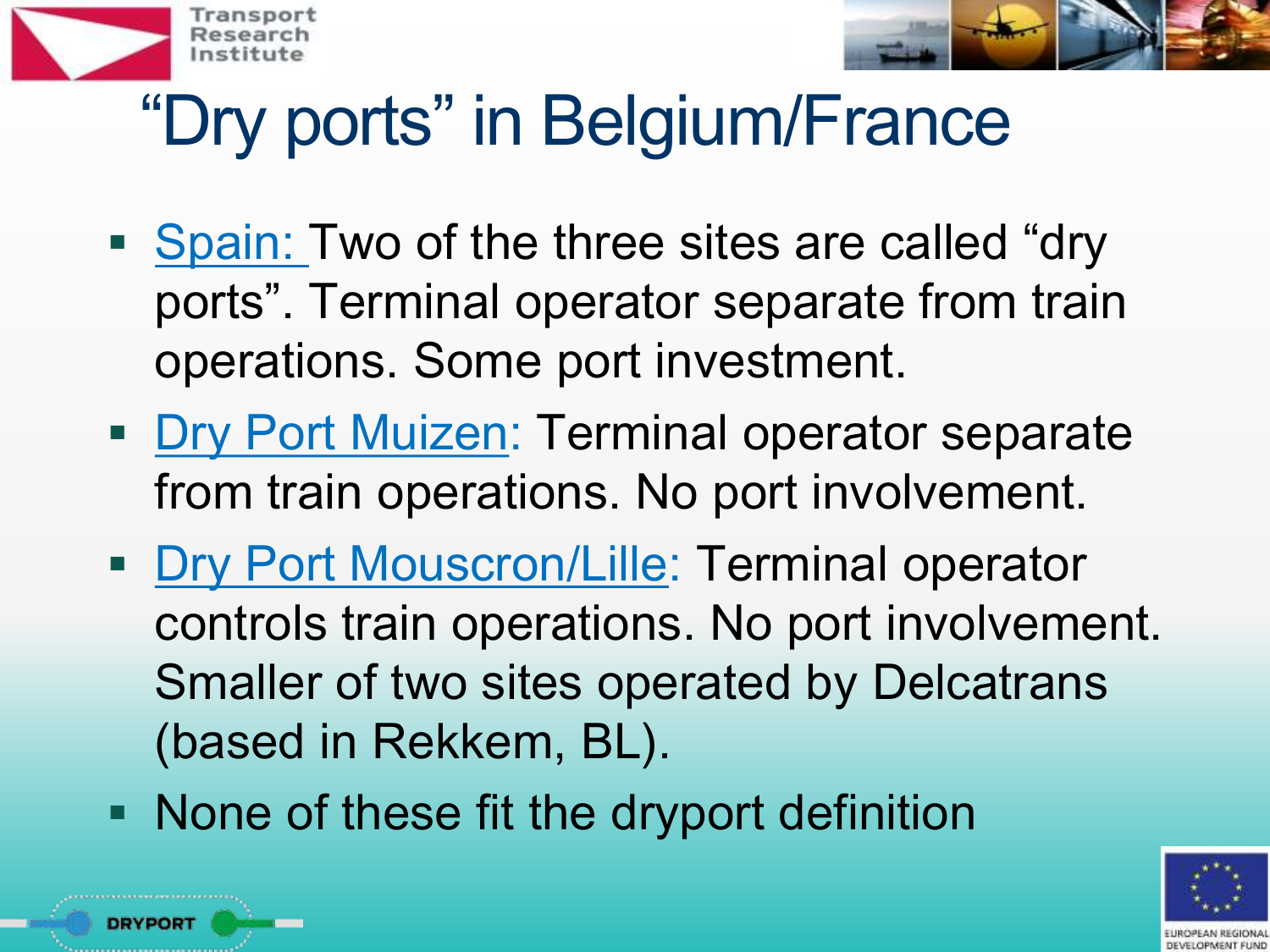# "Dry ports" in Belgium/France

- Spain: Two of the three sites are called "dry ports". Terminal operator separate from train operations. Some port investment.
- Dry Port Muizen: Terminal operator separate from train operations. No port involvement.
- Dry Port Mouscron/Lille: Terminal operator controls train operations. No port involvement. Smaller of two sites operated by Delcatrans (based in Rekkem, BL).
- None of these fit the dryport definition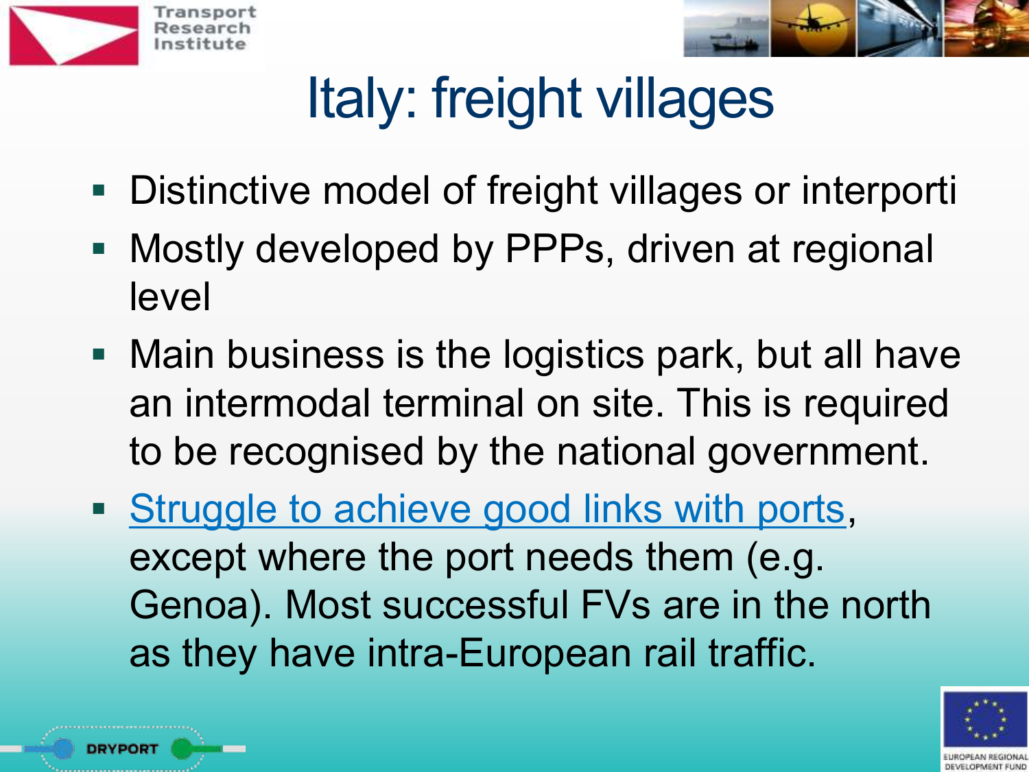# Italy: freight villages

- Distinctive model of freight villages or interporti
- Mostly developed by PPPs, driven at regional level
- Main business is the logistics park, but all have an intermodal terminal on site. This is required to be recognised by the national government.
- Struggle to achieve good links with ports, except where the port needs them (e.g. Genoa). Most successful FVs are in the north as they have intra-European rail traffic.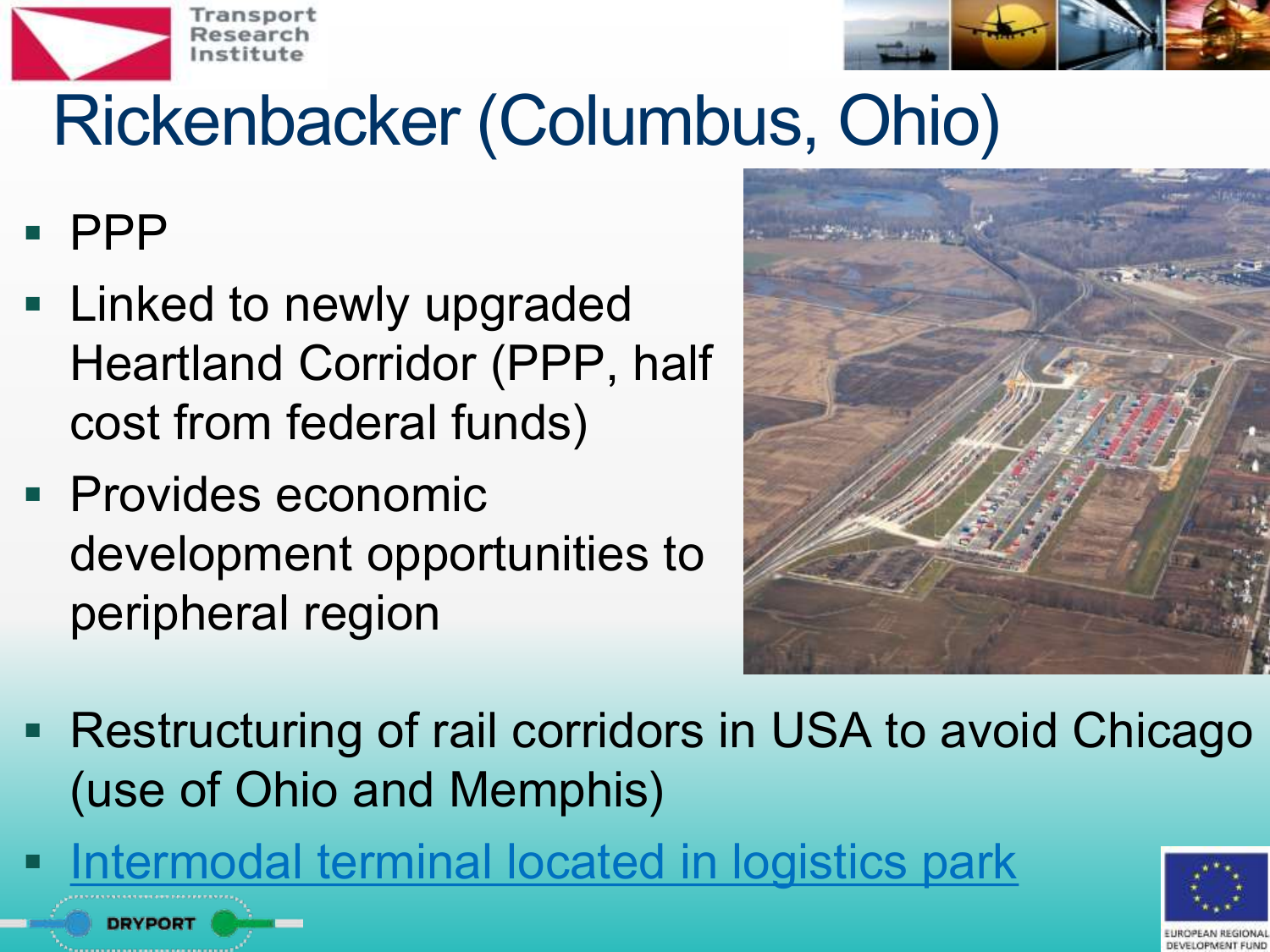# Rickenbacker (Columbus, Ohio)

- PPP
- Linked to newly upgraded Heartland Corridor (PPP, half cost from federal funds)
- Provides economic development opportunities to peripheral region
- Restructuring of rail corridors in USA to avoid Chicago (use of Ohio and Memphis)
- Intermodal terminal located in logistics park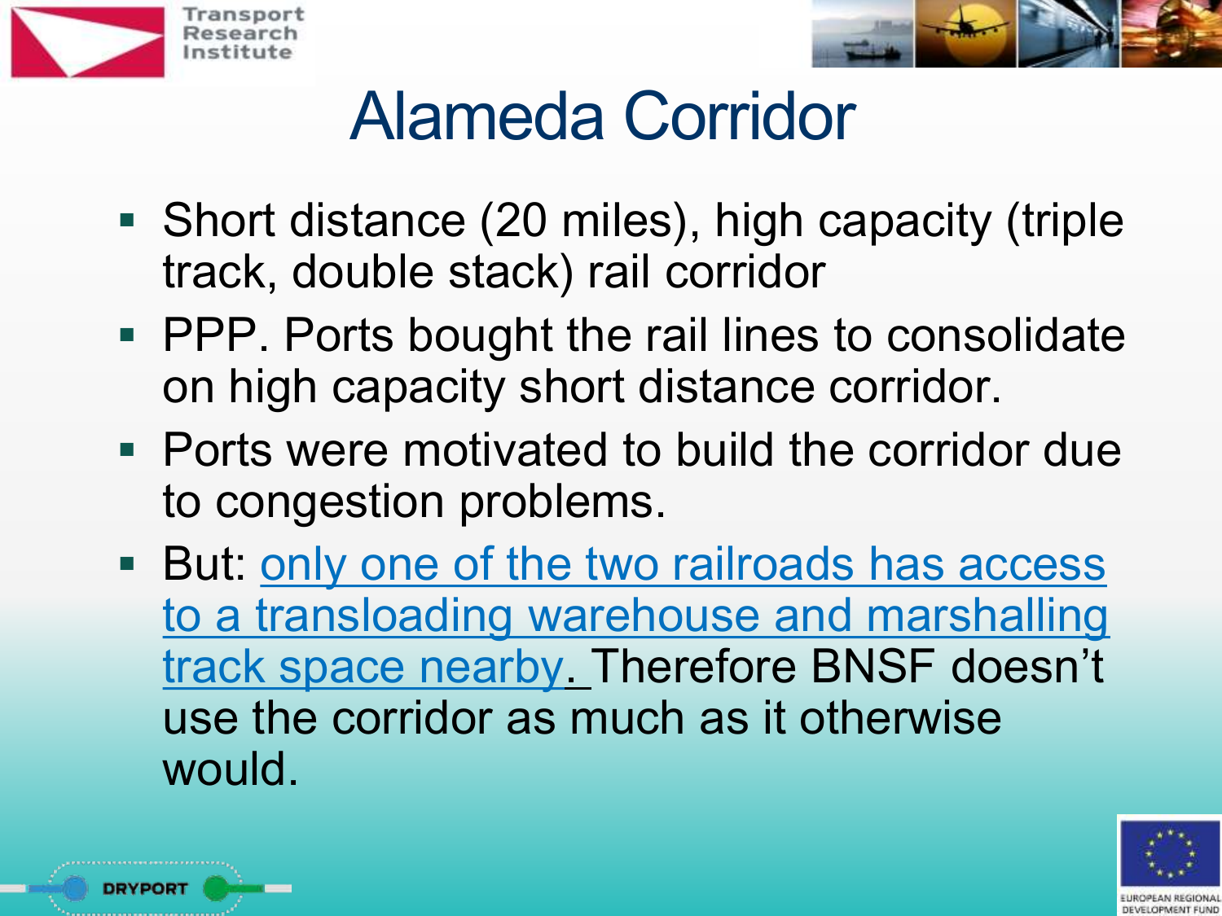# Alameda Corridor

- Short distance (20 miles), high capacity (triple track, double stack) rail corridor
- PPP. Ports bought the rail lines to consolidate on high capacity short distance corridor.
- Ports were motivated to build the corridor due to congestion problems.
- But: only one of the two railroads has access to a transloading warehouse and marshalling track space nearby. Therefore BNSF doesn't use the corridor as much as it otherwise would.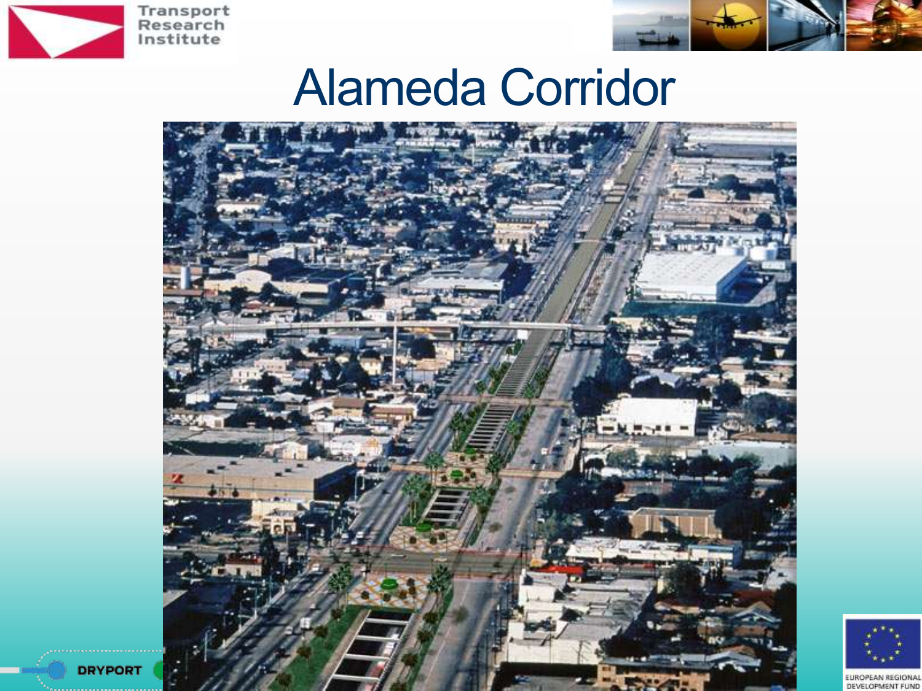# Alameda Corridor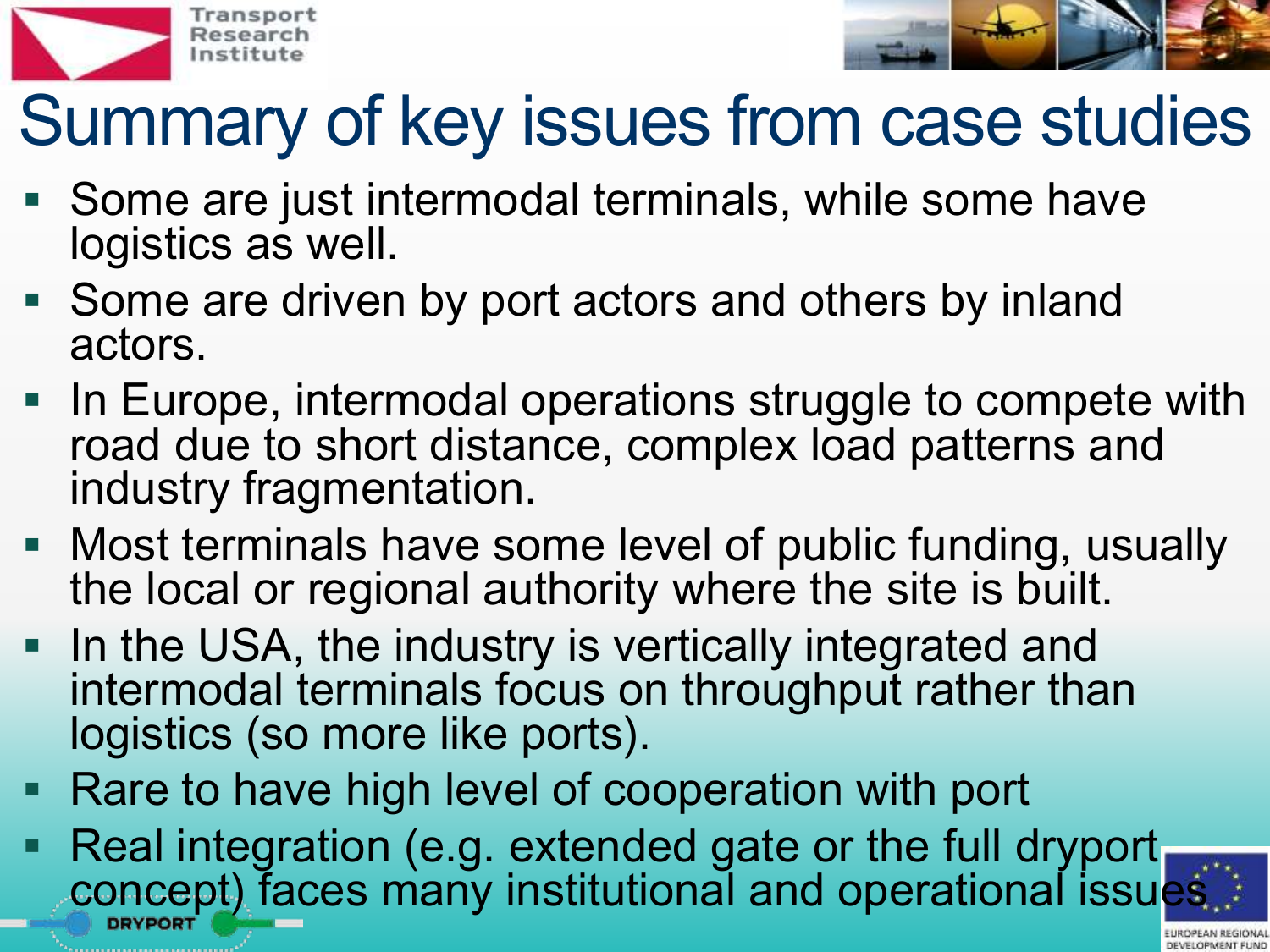# Summary of key issues from case studies

- Some are just intermodal terminals, while some have logistics as well.
- Some are driven by port actors and others by inland actors.
- In Europe, intermodal operations struggle to compete with road due to short distance, complex load patterns and industry fragmentation.
- Most terminals have some level of public funding, usually the local or regional authority where the site is built.
- In the USA, the industry is vertically integrated and intermodal terminals focus on throughput rather than logistics (so more like ports).
- Rare to have high level of cooperation with port
- Real integration (e.g. extended gate or the full dryport concept) faces many institutional and operational issues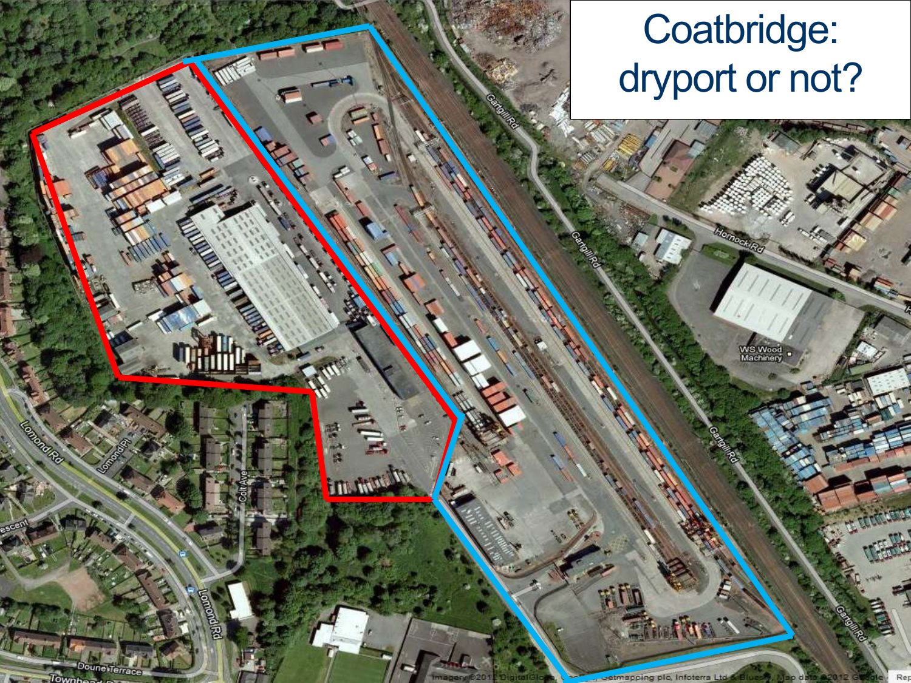# Coatbridge: dryport or not?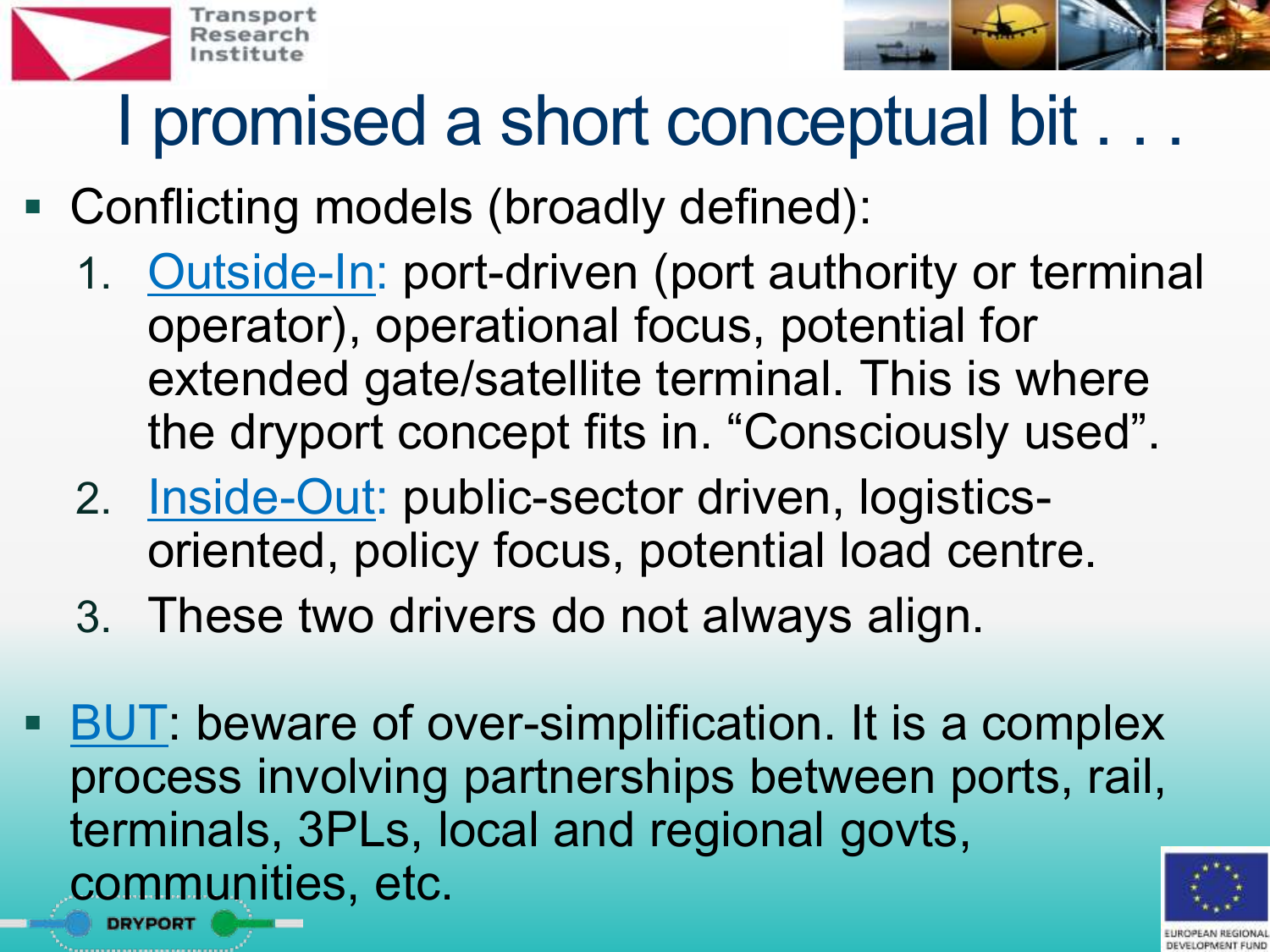# I promised a short conceptual bit . . .

- Conflicting models (broadly defined):
  1. Outside-In: port-driven (port authority or terminal operator), operational focus, potential for extended gate/satellite terminal. This is where the dryport concept fits in. "Consciously used".
  2. Inside-Out: public-sector driven, logistics-oriented, policy focus, potential load centre.
  3. These two drivers do not always align.

- BUT: beware of over-simplification. It is a complex process involving partnerships between ports, rail, terminals, 3PLs, local and regional govts, communities, etc.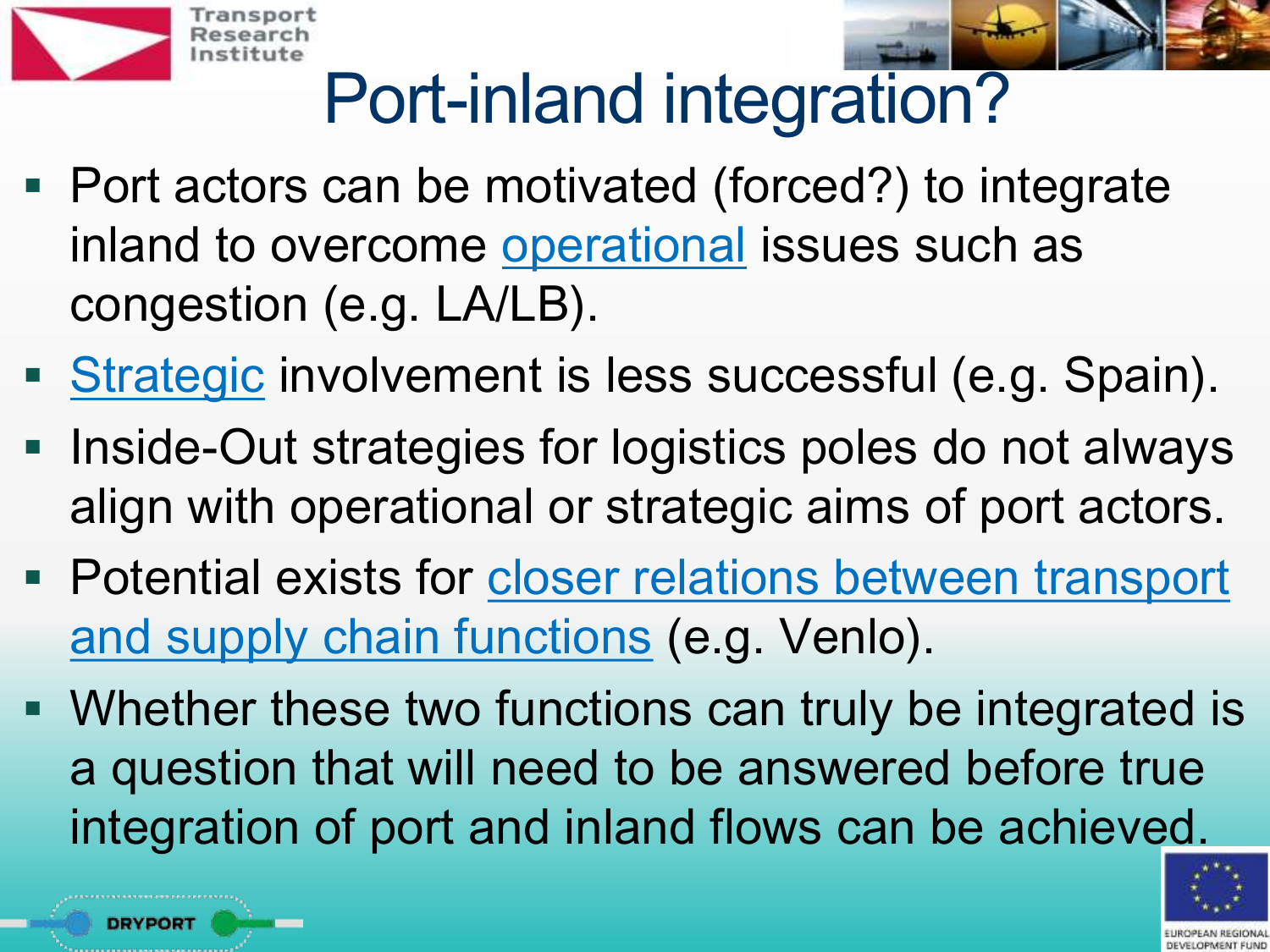# Port-inland integration?

- Port actors can be motivated (forced?) to integrate inland to overcome operational issues such as congestion (e.g. LA/LB).
- Strategic involvement is less successful (e.g. Spain).
- Inside-Out strategies for logistics poles do not always align with operational or strategic aims of port actors.
- Potential exists for closer relations between transport and supply chain functions (e.g. Venlo).
- Whether these two functions can truly be integrated is a question that will need to be answered before true integration of port and inland flows can be achieved.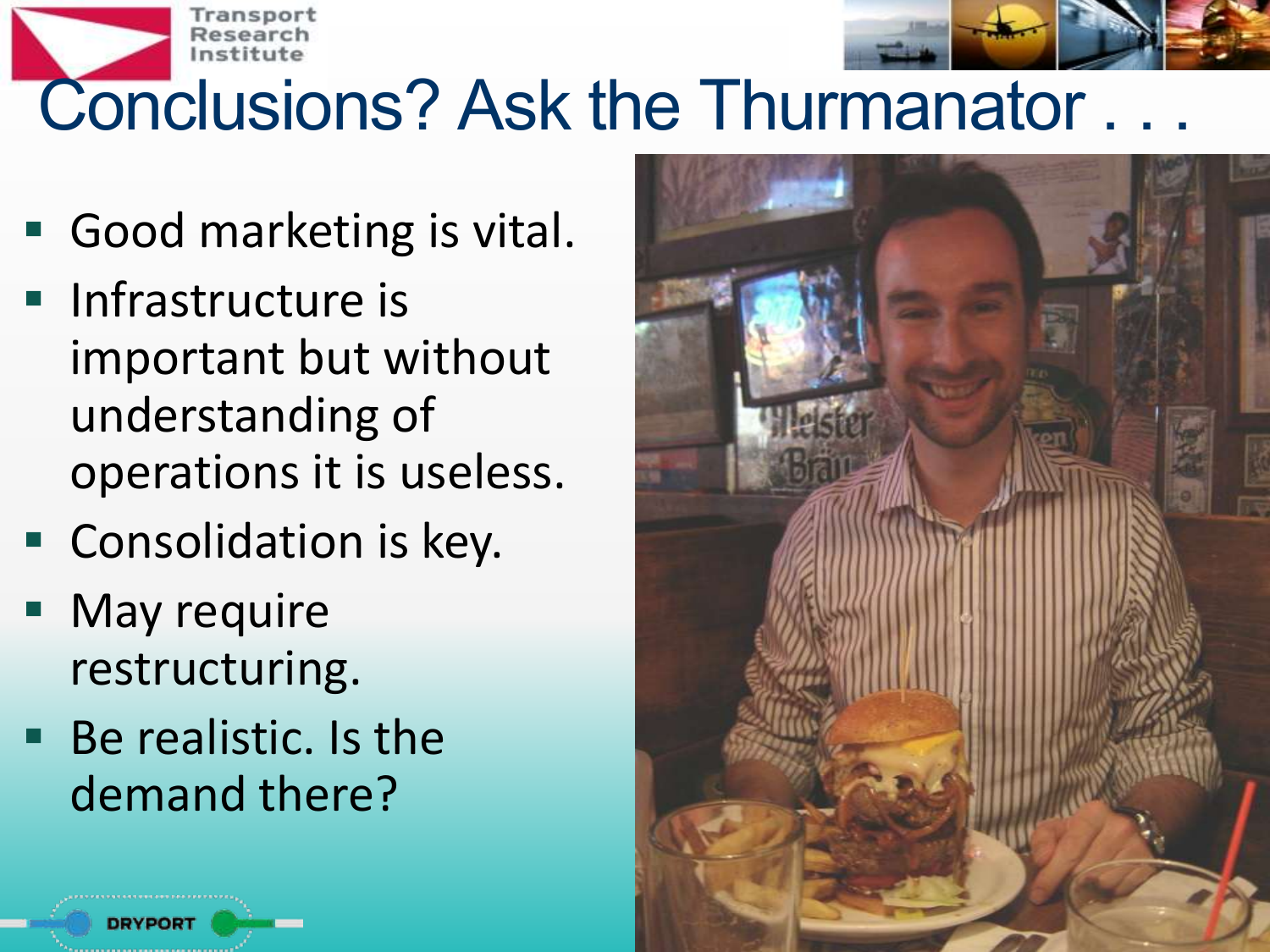# Conclusions? Ask the Thurmanator . . .

- Good marketing is vital.
- Infrastructure is important but without understanding of operations it is useless.
- Consolidation is key.
- May require restructuring.
- Be realistic. Is the demand there?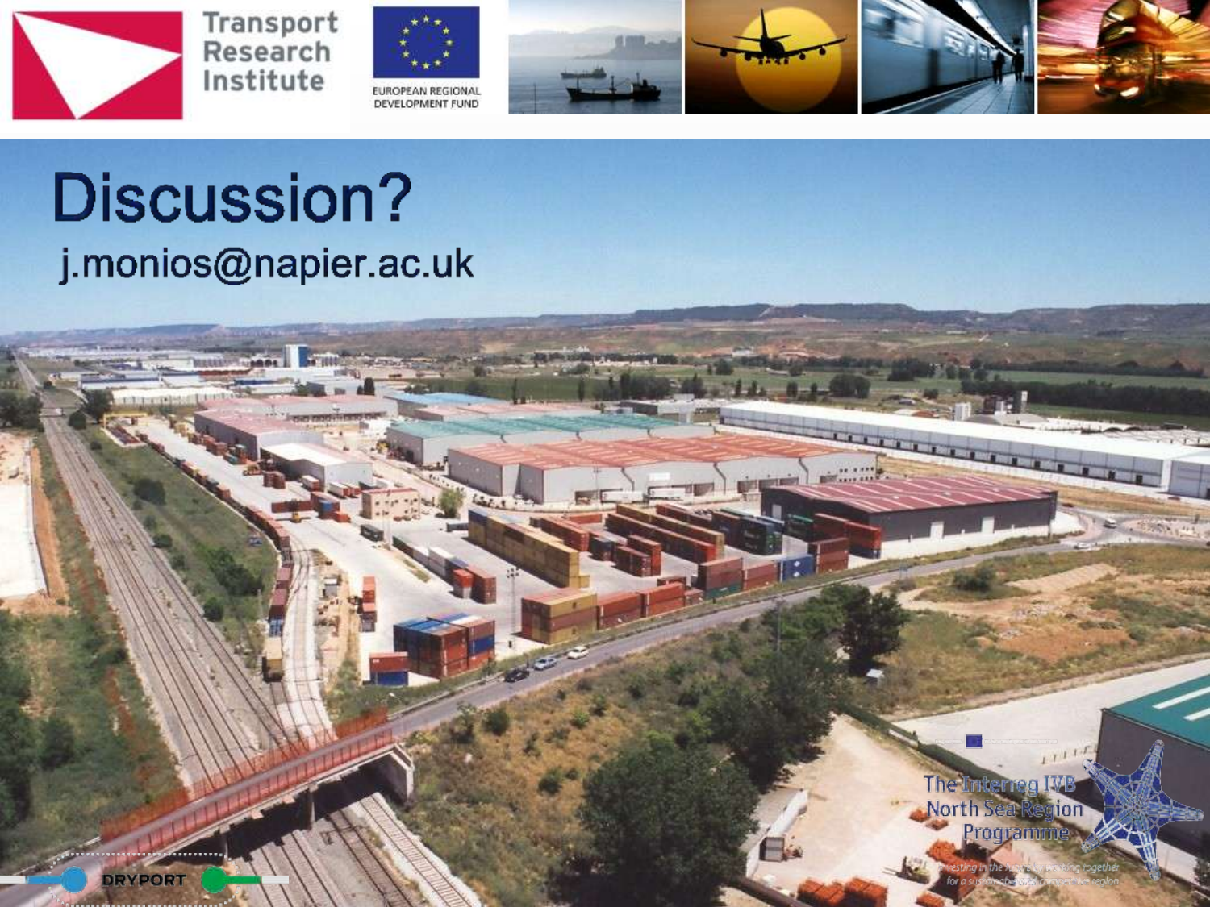# Discussion?

j.monios@napier.ac.uk